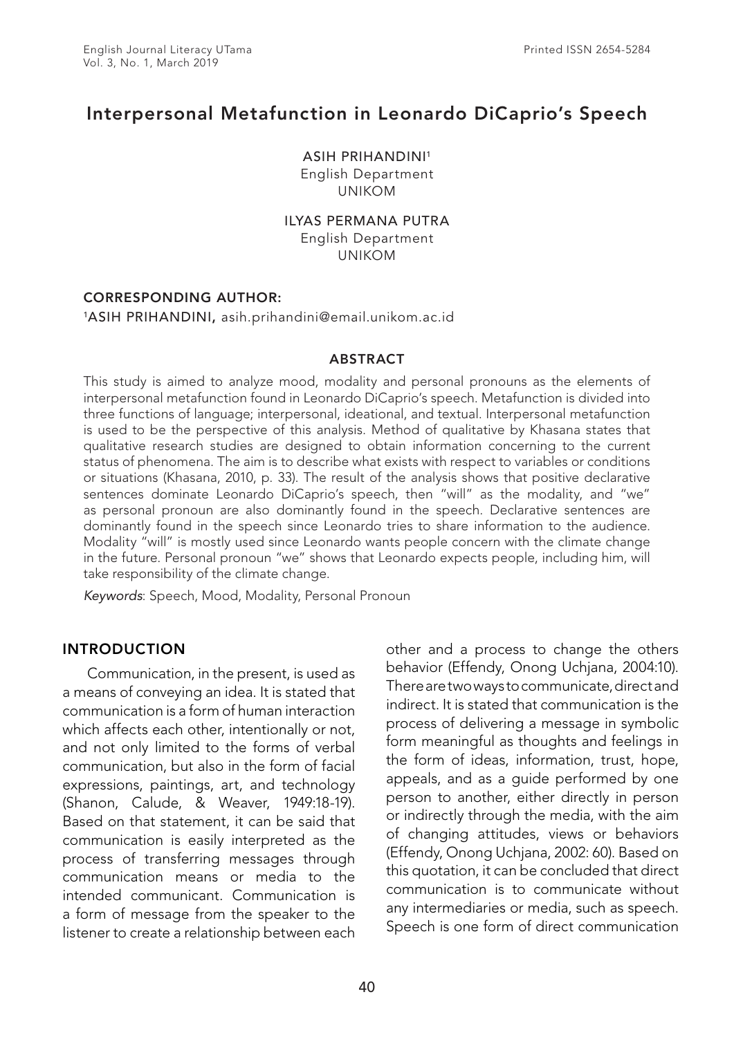# Interpersonal Metafunction in Leonardo DiCaprio's Speech

ASIH PRIHANDINI[1]
English Department
UNIKOM

ILYAS PERMANA PUTRA
English Department
UNIKOM

**CORRESPONDING AUTHOR:**
[1]ASIH PRIHANDINI, asih.prihandini@email.unikom.ac.id

## ABSTRACT

This study is aimed to analyze mood, modality and personal pronouns as the elements of interpersonal metafunction found in Leonardo DiCaprio's speech. Metafunction is divided into three functions of language; interpersonal, ideational, and textual. Interpersonal metafunction is used to be the perspective of this analysis. Method of qualitative by Khasana states that qualitative research studies are designed to obtain information concerning to the current status of phenomena. The aim is to describe what exists with respect to variables or conditions or situations (Khasana, 2010, p. 33). The result of the analysis shows that positive declarative sentences dominate Leonardo DiCaprio's speech, then "will" as the modality, and "we" as personal pronoun are also dominantly found in the speech. Declarative sentences are dominantly found in the speech since Leonardo tries to share information to the audience. Modality "will" is mostly used since Leonardo wants people concern with the climate change in the future. Personal pronoun "we" shows that Leonardo expects people, including him, will take responsibility of the climate change.

*Keywords*: Speech, Mood, Modality, Personal Pronoun

## INTRODUCTION

Communication, in the present, is used as a means of conveying an idea. It is stated that communication is a form of human interaction which affects each other, intentionally or not, and not only limited to the forms of verbal communication, but also in the form of facial expressions, paintings, art, and technology (Shanon, Calude, & Weaver, 1949:18-19). Based on that statement, it can be said that communication is easily interpreted as the process of transferring messages through communication means or media to the intended communicant. Communication is a form of message from the speaker to the listener to create a relationship between each other and a process to change the others behavior (Effendy, Onong Uchjana, 2004:10). There are two ways to communicate, direct and indirect. It is stated that communication is the process of delivering a message in symbolic form meaningful as thoughts and feelings in the form of ideas, information, trust, hope, appeals, and as a guide performed by one person to another, either directly in person or indirectly through the media, with the aim of changing attitudes, views or behaviors (Effendy, Onong Uchjana, 2002: 60). Based on this quotation, it can be concluded that direct communication is to communicate without any intermediaries or media, such as speech. Speech is one form of direct communication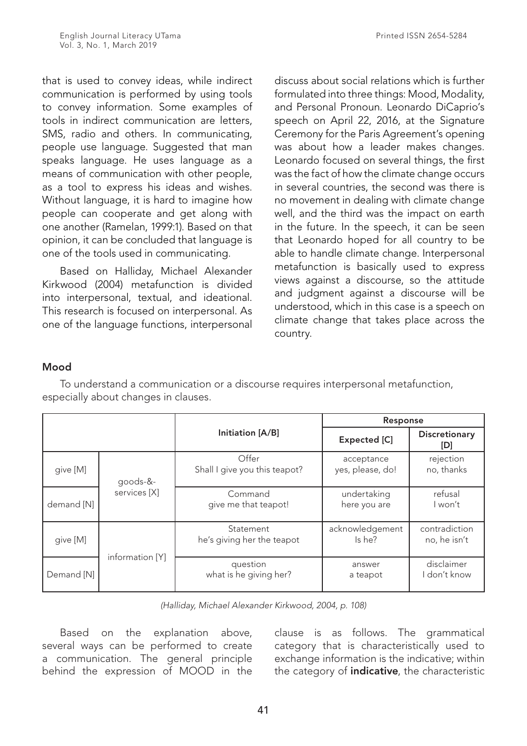that is used to convey ideas, while indirect communication is performed by using tools to convey information. Some examples of tools in indirect communication are letters, SMS, radio and others. In communicating, people use language. Suggested that man speaks language. He uses language as a means of communication with other people, as a tool to express his ideas and wishes. Without language, it is hard to imagine how people can cooperate and get along with one another (Ramelan, 1999:1). Based on that opinion, it can be concluded that language is one of the tools used in communicating.

Based on Halliday, Michael Alexander Kirkwood (2004) metafunction is divided into interpersonal, textual, and ideational. This research is focused on interpersonal. As one of the language functions, interpersonal discuss about social relations which is further formulated into three things: Mood, Modality, and Personal Pronoun. Leonardo DiCaprio's speech on April 22, 2016, at the Signature Ceremony for the Paris Agreement's opening was about how a leader makes changes. Leonardo focused on several things, the first was the fact of how the climate change occurs in several countries, the second was there is no movement in dealing with climate change well, and the third was the impact on earth in the future. In the speech, it can be seen that Leonardo hoped for all country to be able to handle climate change. Interpersonal metafunction is basically used to express views against a discourse, so the attitude and judgment against a discourse will be understood, which in this case is a speech on climate change that takes place across the country.

## Mood

To understand a communication or a discourse requires interpersonal metafunction, especially about changes in clauses.

| | | Initiation [A/B] | Response | |
|---|---|---|---|---|
| | | | Expected [C] | Discretionary [D] |
| give [M] | goods-&-services [X] | Offer<br>Shall I give you this teapot? | acceptance<br>yes, please, do! | rejection<br>no, thanks |
| demand [N] | | Command<br>give me that teapot! | undertaking<br>here you are | refusal<br>I won't |
| give [M] | information [Y] | Statement<br>he's giving her the teapot | acknowledgement<br>Is he? | contradiction<br>no, he isn't |
| Demand [N] | | question<br>what is he giving her? | answer<br>a teapot | disclaimer<br>I don't know |

*(Halliday, Michael Alexander Kirkwood, 2004, p. 108)*

Based on the explanation above, several ways can be performed to create a communication. The general principle behind the expression of MOOD in the clause is as follows. The grammatical category that is characteristically used to exchange information is the indicative; within the category of **indicative**, the characteristic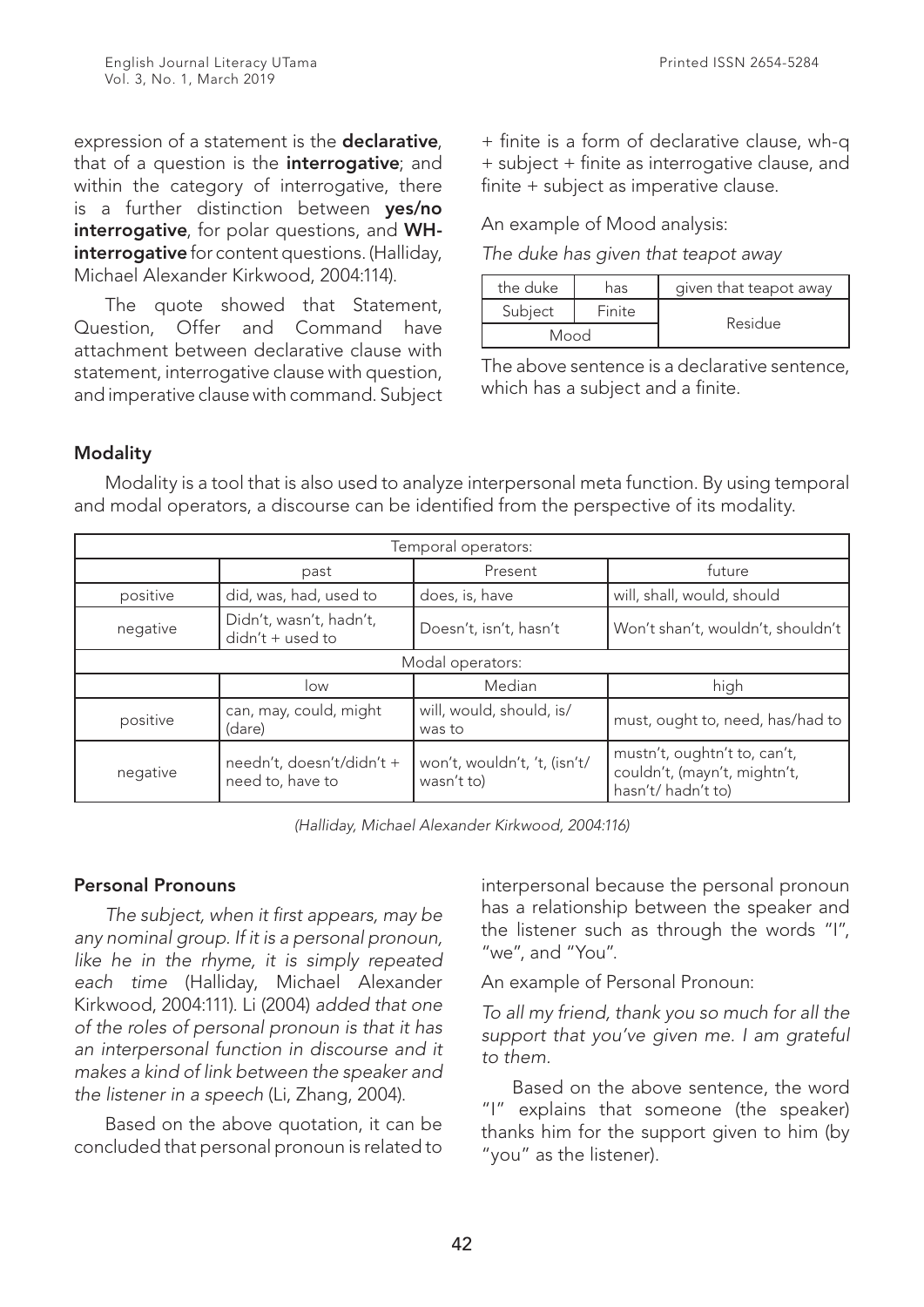expression of a statement is the **declarative**, that of a question is the **interrogative**; and within the category of interrogative, there is a further distinction between **yes/no interrogative**, for polar questions, and **WH-interrogative** for content questions. (Halliday, Michael Alexander Kirkwood, 2004:114).

The quote showed that Statement, Question, Offer and Command have attachment between declarative clause with statement, interrogative clause with question, and imperative clause with command. Subject + finite is a form of declarative clause, wh-q + subject + finite as interrogative clause, and finite + subject as imperative clause.

An example of Mood analysis:

*The duke has given that teapot away*

| the duke | has | given that teapot away |
|---|---|---|
| Subject | Finite | Residue |
| Mood | | |

The above sentence is a declarative sentence, which has a subject and a finite.

## Modality

Modality is a tool that is also used to analyze interpersonal meta function. By using temporal and modal operators, a discourse can be identified from the perspective of its modality.

| Temporal operators: | | | |
|---|---|---|---|
| | past | Present | future |
| positive | did, was, had, used to | does, is, have | will, shall, would, should |
| negative | Didn't, wasn't, hadn't, didn't + used to | Doesn't, isn't, hasn't | Won't shan't, wouldn't, shouldn't |
| Modal operators: | | | |
| | low | Median | high |
| positive | can, may, could, might (dare) | will, would, should, is/was to | must, ought to, need, has/had to |
| negative | needn't, doesn't/didn't + need to, have to | won't, wouldn't, 't, (isn't/wasn't to) | mustn't, oughtn't to, can't, couldn't, (mayn't, mightn't, hasn't/ hadn't to) |

*(Halliday, Michael Alexander Kirkwood, 2004:116)*

## Personal Pronouns

*The subject, when it first appears, may be any nominal group. If it is a personal pronoun, like he in the rhyme, it is simply repeated each time* (Halliday, Michael Alexander Kirkwood, 2004:111). Li (2004) *added that one of the roles of personal pronoun is that it has an interpersonal function in discourse and it makes a kind of link between the speaker and the listener in a speech* (Li, Zhang, 2004).

Based on the above quotation, it can be concluded that personal pronoun is related to interpersonal because the personal pronoun has a relationship between the speaker and the listener such as through the words "I", "we", and "You".

An example of Personal Pronoun:

*To all my friend, thank you so much for all the support that you've given me. I am grateful to them.*

Based on the above sentence, the word "I" explains that someone (the speaker) thanks him for the support given to him (by "you" as the listener).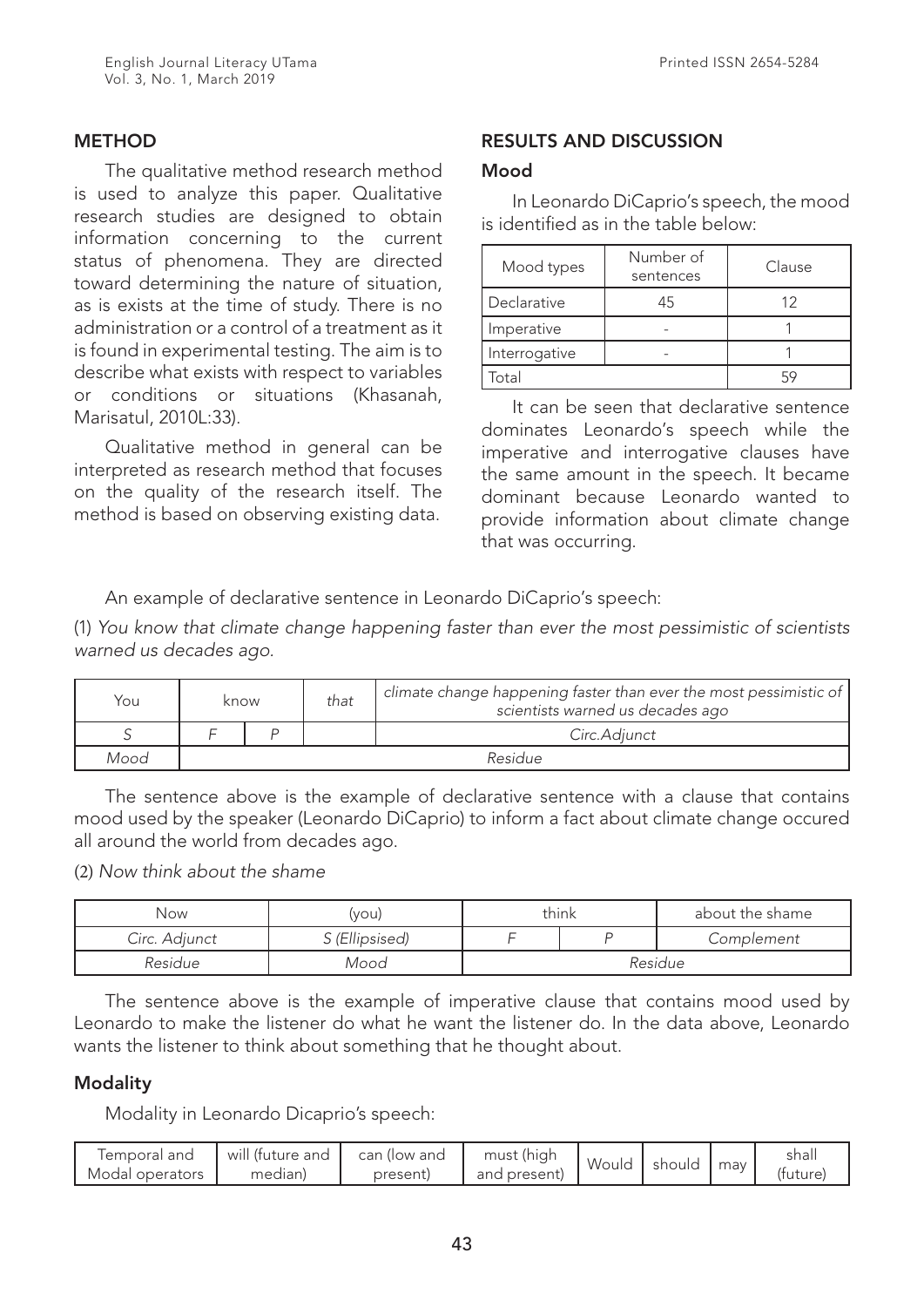## METHOD

The qualitative method research method is used to analyze this paper. Qualitative research studies are designed to obtain information concerning to the current status of phenomena. They are directed toward determining the nature of situation, as is exists at the time of study. There is no administration or a control of a treatment as it is found in experimental testing. The aim is to describe what exists with respect to variables or conditions or situations (Khasanah, Marisatul, 2010L:33).

Qualitative method in general can be interpreted as research method that focuses on the quality of the research itself. The method is based on observing existing data.

## RESULTS AND DISCUSSION

### Mood

In Leonardo DiCaprio's speech, the mood is identified as in the table below:

| Mood types | Number of sentences | Clause |
|---|---|---|
| Declarative | 45 | 12 |
| Imperative | - | 1 |
| Interrogative | - | 1 |
| Total | | 59 |

It can be seen that declarative sentence dominates Leonardo's speech while the imperative and interrogative clauses have the same amount in the speech. It became dominant because Leonardo wanted to provide information about climate change that was occurring.

An example of declarative sentence in Leonardo DiCaprio's speech:

(1) *You know that climate change happening faster than ever the most pessimistic of scientists warned us decades ago.*

| You | know | | *that* | *climate change happening faster than ever the most pessimistic of scientists warned us decades ago* |
|---|---|---|---|---|
| *S* | *F* | *P* | | *Circ.Adjunct* |
| *Mood* | *Residue* | | | |

The sentence above is the example of declarative sentence with a clause that contains mood used by the speaker (Leonardo DiCaprio) to inform a fact about climate change occured all around the world from decades ago.

(2) *Now think about the shame*

| Now | (you) | think | | about the shame |
|---|---|---|---|---|
| *Circ. Adjunct* | *S (Ellipsised)* | *F* | *P* | *Complement* |
| *Residue* | *Mood* | *Residue* | | |

The sentence above is the example of imperative clause that contains mood used by Leonardo to make the listener do what he want the listener do. In the data above, Leonardo wants the listener to think about something that he thought about.

### Modality

Modality in Leonardo Dicaprio's speech:

| Temporal and Modal operators | will (future and median) | can (low and present) | must (high and present) | Would | should | may | shall (future) |
|---|---|---|---|---|---|---|---|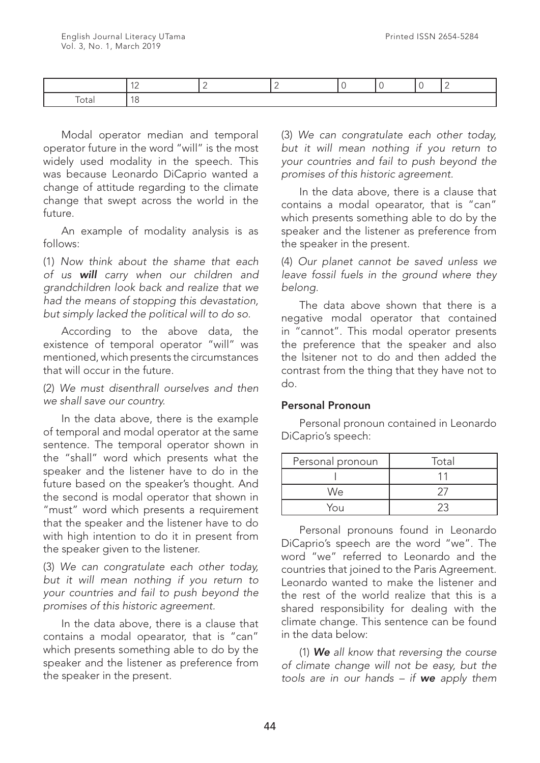|  | 12 | 2 | 2 | 0 | 0 | 0 | 2 |
|---|---|---|---|---|---|---|---|
| Total | 18 | | | | | | |

Modal operator median and temporal operator future in the word "will" is the most widely used modality in the speech. This was because Leonardo DiCaprio wanted a change of attitude regarding to the climate change that swept across the world in the future.

An example of modality analysis is as follows:

(1) *Now think about the shame that each of us **will** carry when our children and grandchildren look back and realize that we had the means of stopping this devastation, but simply lacked the political will to do so.*

According to the above data, the existence of temporal operator "will" was mentioned, which presents the circumstances that will occur in the future.

(2) *We must disenthrall ourselves and then we shall save our country.*

In the data above, there is the example of temporal and modal operator at the same sentence. The temporal operator shown in the "shall" word which presents what the speaker and the listener have to do in the future based on the speaker's thought. And the second is modal operator that shown in "must" word which presents a requirement that the speaker and the listener have to do with high intention to do it in present from the speaker given to the listener.

(3) *We can congratulate each other today, but it will mean nothing if you return to your countries and fail to push beyond the promises of this historic agreement.*

In the data above, there is a clause that contains a modal opearator, that is "can" which presents something able to do by the speaker and the listener as preference from the speaker in the present.

(3) *We can congratulate each other today, but it will mean nothing if you return to your countries and fail to push beyond the promises of this historic agreement.*

In the data above, there is a clause that contains a modal opearator, that is "can" which presents something able to do by the speaker and the listener as preference from the speaker in the present.

(4) *Our planet cannot be saved unless we leave fossil fuels in the ground where they belong.*

The data above shown that there is a negative modal operator that contained in "cannot". This modal operator presents the preference that the speaker and also the lsitener not to do and then added the contrast from the thing that they have not to do.

#### Personal Pronoun

Personal pronoun contained in Leonardo DiCaprio's speech:

| Personal pronoun | Total |
|---|---|
| I | 11 |
| We | 27 |
| You | 23 |

Personal pronouns found in Leonardo DiCaprio's speech are the word "we". The word "we" referred to Leonardo and the countries that joined to the Paris Agreement. Leonardo wanted to make the listener and the rest of the world realize that this is a shared responsibility for dealing with the climate change. This sentence can be found in the data below:

(1) ***We** all know that reversing the course of climate change will not be easy, but the tools are in our hands – if **we** apply them*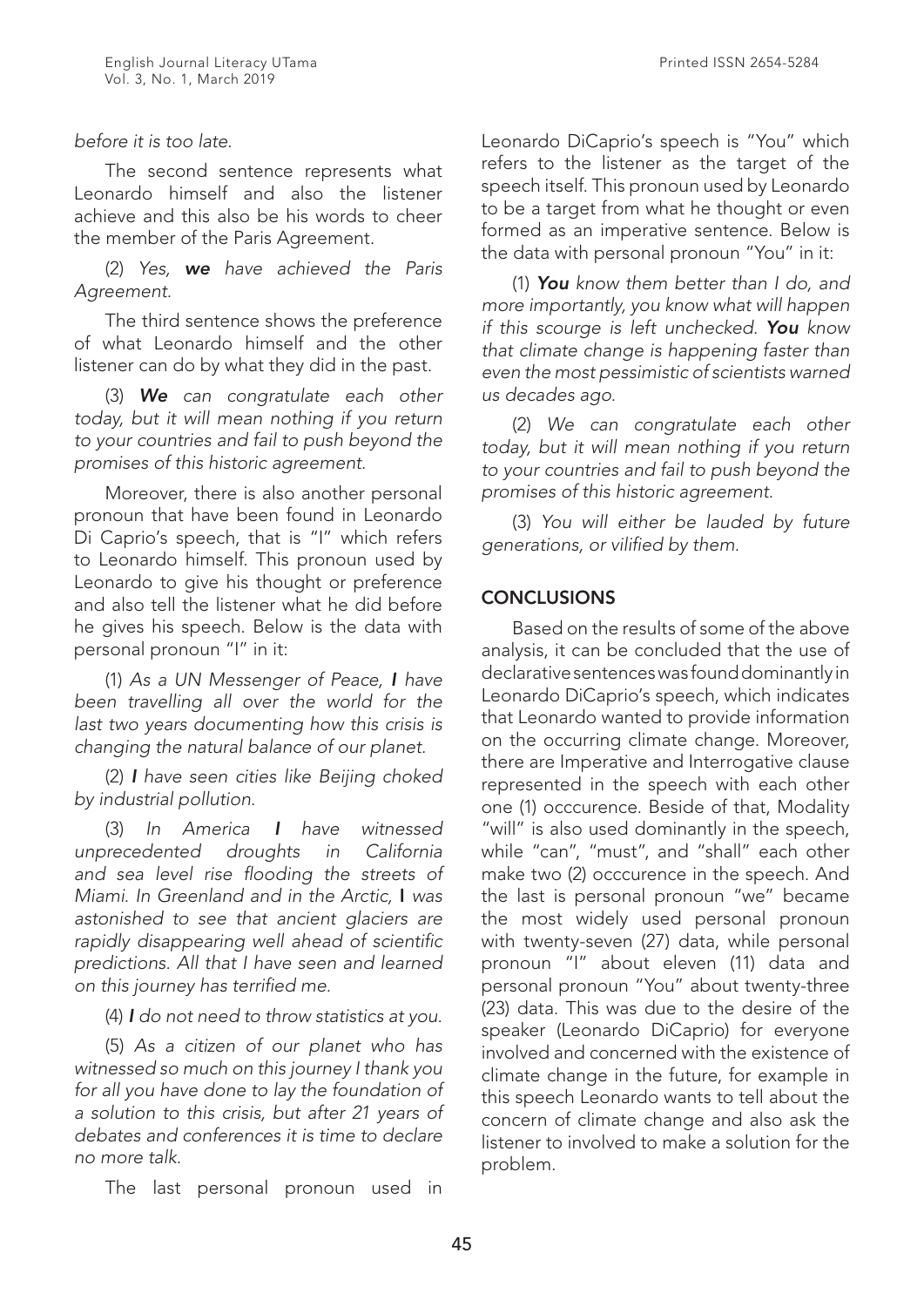*before it is too late.*

The second sentence represents what Leonardo himself and also the listener achieve and this also be his words to cheer the member of the Paris Agreement.

(2) *Yes, **we** have achieved the Paris Agreement.*

The third sentence shows the preference of what Leonardo himself and the other listener can do by what they did in the past.

(3) ***We** can congratulate each other today, but it will mean nothing if you return to your countries and fail to push beyond the promises of this historic agreement.*

Moreover, there is also another personal pronoun that have been found in Leonardo Di Caprio's speech, that is "I" which refers to Leonardo himself. This pronoun used by Leonardo to give his thought or preference and also tell the listener what he did before he gives his speech. Below is the data with personal pronoun "I" in it:

(1) *As a UN Messenger of Peace, **I** have been travelling all over the world for the last two years documenting how this crisis is changing the natural balance of our planet.*

(2) ***I** have seen cities like Beijing choked by industrial pollution.*

(3) *In America **I** have witnessed unprecedented droughts in California and sea level rise flooding the streets of Miami. In Greenland and in the Arctic,* I *was astonished to see that ancient glaciers are rapidly disappearing well ahead of scientific predictions. All that I have seen and learned on this journey has terrified me.*

(4) ***I** do not need to throw statistics at you.*

(5) *As a citizen of our planet who has witnessed so much on this journey I thank you for all you have done to lay the foundation of a solution to this crisis, but after 21 years of debates and conferences it is time to declare no more talk.*

The last personal pronoun used in Leonardo DiCaprio's speech is "You" which refers to the listener as the target of the speech itself. This pronoun used by Leonardo to be a target from what he thought or even formed as an imperative sentence. Below is the data with personal pronoun "You" in it:

(1) ***You** know them better than I do, and more importantly, you know what will happen if this scourge is left unchecked. **You** know that climate change is happening faster than even the most pessimistic of scientists warned us decades ago.*

(2) *We can congratulate each other today, but it will mean nothing if you return to your countries and fail to push beyond the promises of this historic agreement.*

(3) *You will either be lauded by future generations, or vilified by them.*

## CONCLUSIONS

Based on the results of some of the above analysis, it can be concluded that the use of declarative sentences was found dominantly in Leonardo DiCaprio's speech, which indicates that Leonardo wanted to provide information on the occurring climate change. Moreover, there are Imperative and Interrogative clause represented in the speech with each other one (1) occcurence. Beside of that, Modality "will" is also used dominantly in the speech, while "can", "must", and "shall" each other make two (2) occcurence in the speech. And the last is personal pronoun "we" became the most widely used personal pronoun with twenty-seven (27) data, while personal pronoun "I" about eleven (11) data and personal pronoun "You" about twenty-three (23) data. This was due to the desire of the speaker (Leonardo DiCaprio) for everyone involved and concerned with the existence of climate change in the future, for example in this speech Leonardo wants to tell about the concern of climate change and also ask the listener to involved to make a solution for the problem.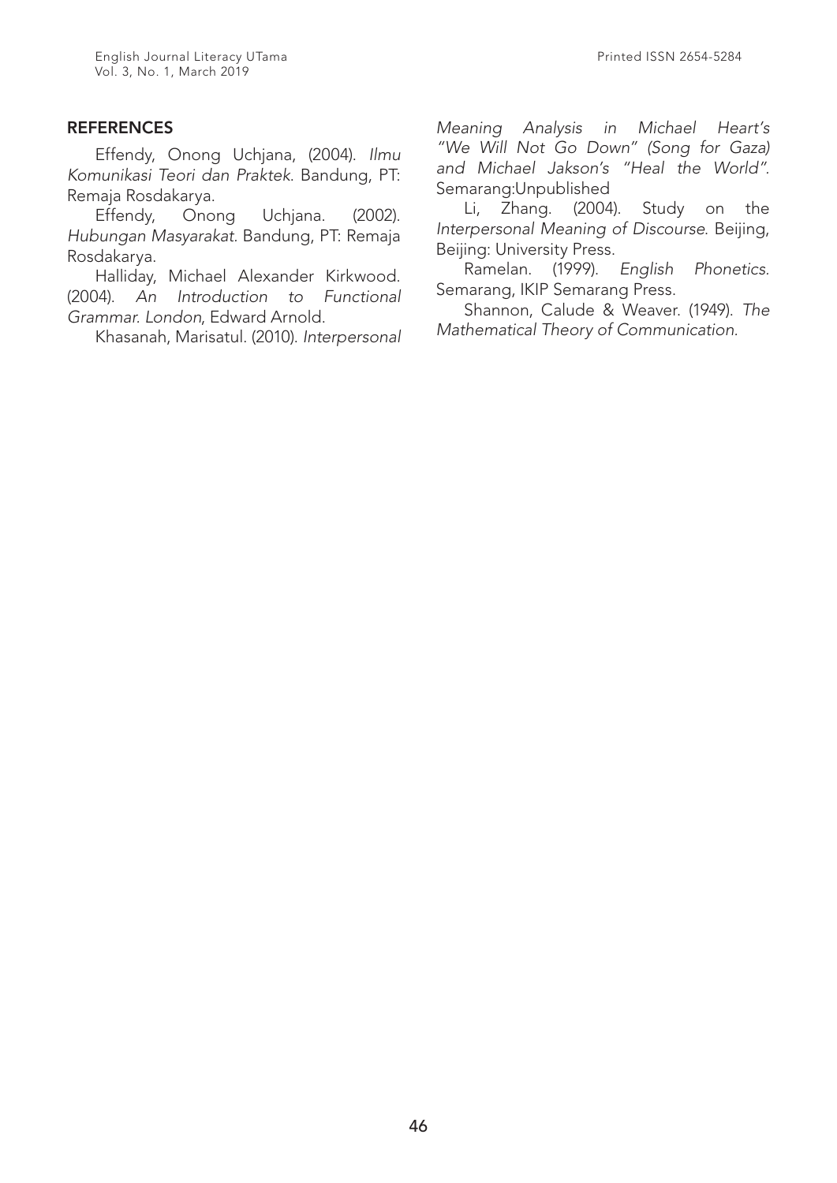## REFERENCES

Effendy, Onong Uchjana, (2004). *Ilmu Komunikasi Teori dan Praktek*. Bandung, PT: Remaja Rosdakarya.

Effendy, Onong Uchjana. (2002). *Hubungan Masyarakat*. Bandung, PT: Remaja Rosdakarya.

Halliday, Michael Alexander Kirkwood. (2004). *An Introduction to Functional Grammar. London*, Edward Arnold.

Khasanah, Marisatul. (2010). *Interpersonal Meaning Analysis in Michael Heart's "We Will Not Go Down" (Song for Gaza) and Michael Jakson's "Heal the World"*. Semarang:Unpublished

Li, Zhang. (2004). Study on the *Interpersonal Meaning of Discourse*. Beijing, Beijing: University Press.

Ramelan. (1999). *English Phonetics*. Semarang, IKIP Semarang Press.

Shannon, Calude & Weaver. (1949). *The Mathematical Theory of Communication*.